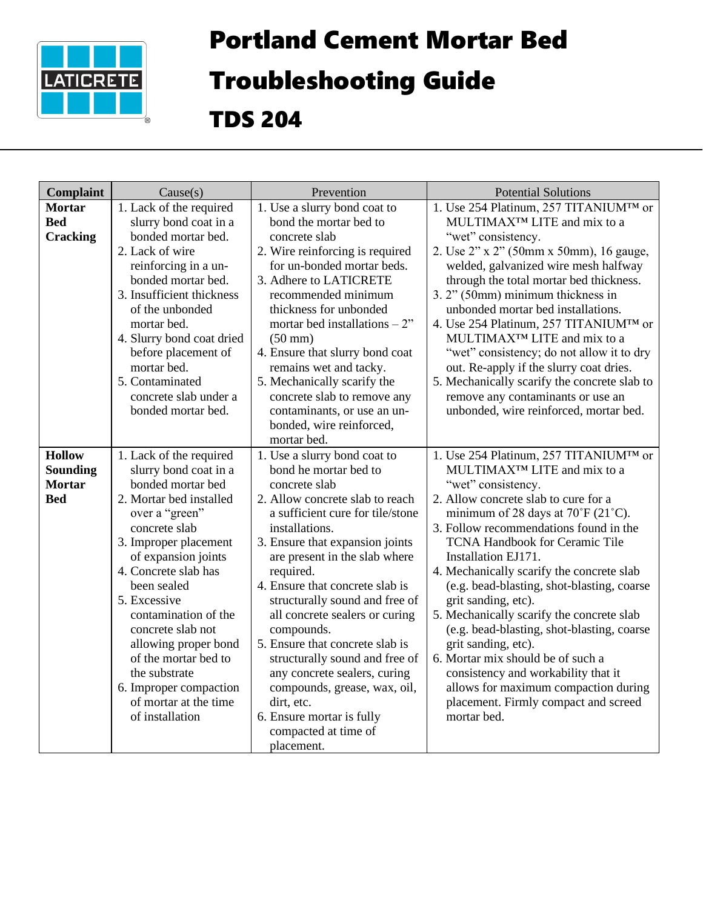# Portland Cement Mortar Bed Troubleshooting Guide

# TDS 204

| Complaint | Cause(s) | Prevention | Potential Solutions |
|---|---|---|---|
| **Mortar Bed Cracking** | 1. Lack of the required slurry bond coat in a bonded mortar bed.<br>2. Lack of wire reinforcing in a un-bonded mortar bed.<br>3. Insufficient thickness of the unbonded mortar bed.<br>4. Slurry bond coat dried before placement of mortar bed.<br>5. Contaminated concrete slab under a bonded mortar bed. | 1. Use a slurry bond coat to bond the mortar bed to concrete slab<br>2. Wire reinforcing is required for un-bonded mortar beds.<br>3. Adhere to LATICRETE recommended minimum thickness for unbonded mortar bed installations – 2" (50 mm)<br>4. Ensure that slurry bond coat remains wet and tacky.<br>5. Mechanically scarify the concrete slab to remove any contaminants, or use an un-bonded, wire reinforced, mortar bed. | 1. Use 254 Platinum, 257 TITANIUM™ or MULTIMAX™ LITE and mix to a "wet" consistency.<br>2. Use 2" x 2" (50mm x 50mm), 16 gauge, welded, galvanized wire mesh halfway through the total mortar bed thickness.<br>3. 2" (50mm) minimum thickness in unbonded mortar bed installations.<br>4. Use 254 Platinum, 257 TITANIUM™ or MULTIMAX™ LITE and mix to a "wet" consistency; do not allow it to dry out. Re-apply if the slurry coat dries.<br>5. Mechanically scarify the concrete slab to remove any contaminants or use an unbonded, wire reinforced, mortar bed. |
| **Hollow Sounding Mortar Bed** | 1. Lack of the required slurry bond coat in a bonded mortar bed<br>2. Mortar bed installed over a "green" concrete slab<br>3. Improper placement of expansion joints<br>4. Concrete slab has been sealed<br>5. Excessive contamination of the concrete slab not allowing proper bond of the mortar bed to the substrate<br>6. Improper compaction of mortar at the time of installation | 1. Use a slurry bond coat to bond he mortar bed to concrete slab<br>2. Allow concrete slab to reach a sufficient cure for tile/stone installations.<br>3. Ensure that expansion joints are present in the slab where required.<br>4. Ensure that concrete slab is structurally sound and free of all concrete sealers or curing compounds.<br>5. Ensure that concrete slab is structurally sound and free of any concrete sealers, curing compounds, grease, wax, oil, dirt, etc.<br>6. Ensure mortar is fully compacted at time of placement. | 1. Use 254 Platinum, 257 TITANIUM™ or MULTIMAX™ LITE and mix to a "wet" consistency.<br>2. Allow concrete slab to cure for a minimum of 28 days at 70˚F (21˚C).<br>3. Follow recommendations found in the TCNA Handbook for Ceramic Tile Installation EJ171.<br>4. Mechanically scarify the concrete slab (e.g. bead-blasting, shot-blasting, coarse grit sanding, etc).<br>5. Mechanically scarify the concrete slab (e.g. bead-blasting, shot-blasting, coarse grit sanding, etc).<br>6. Mortar mix should be of such a consistency and workability that it allows for maximum compaction during placement. Firmly compact and screed mortar bed. |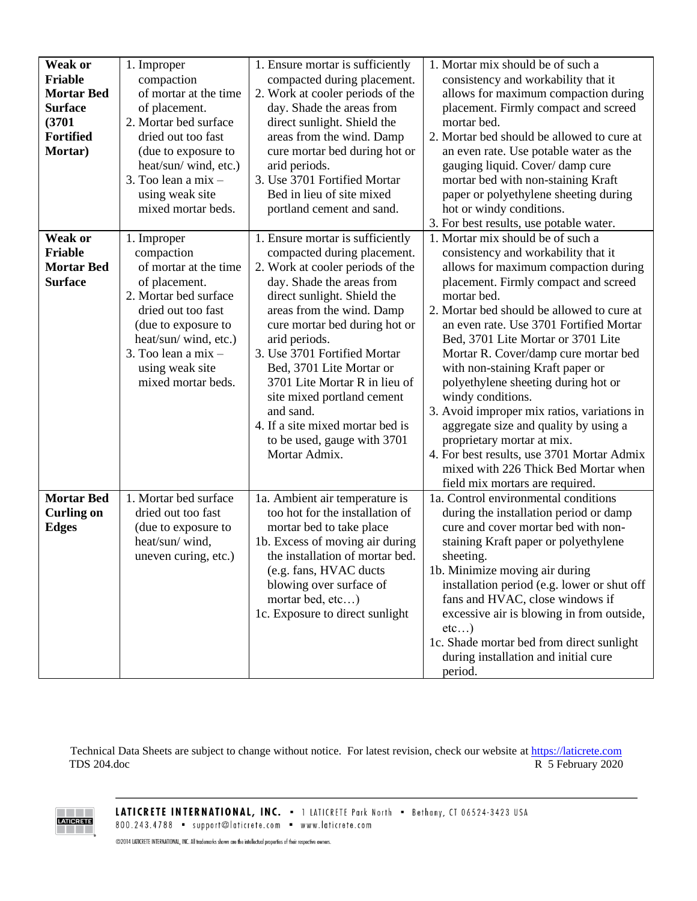| | | | |
|---|---|---|---|
| **Weak or Friable Mortar Bed Surface (3701 Fortified Mortar)** | 1. Improper compaction of mortar at the time of placement.<br>2. Mortar bed surface dried out too fast (due to exposure to heat/sun/ wind, etc.)<br>3. Too lean a mix – using weak site mixed mortar beds. | 1. Ensure mortar is sufficiently compacted during placement.<br>2. Work at cooler periods of the day. Shade the areas from direct sunlight. Shield the areas from the wind. Damp cure mortar bed during hot or arid periods.<br>3. Use 3701 Fortified Mortar Bed in lieu of site mixed portland cement and sand. | 1. Mortar mix should be of such a consistency and workability that it allows for maximum compaction during placement. Firmly compact and screed mortar bed.<br>2. Mortar bed should be allowed to cure at an even rate. Use potable water as the gauging liquid. Cover/ damp cure mortar bed with non-staining Kraft paper or polyethylene sheeting during hot or windy conditions.<br>3. For best results, use potable water. |
| **Weak or Friable Mortar Bed Surface** | 1. Improper compaction of mortar at the time of placement.<br>2. Mortar bed surface dried out too fast (due to exposure to heat/sun/ wind, etc.)<br>3. Too lean a mix – using weak site mixed mortar beds. | 1. Ensure mortar is sufficiently compacted during placement.<br>2. Work at cooler periods of the day. Shade the areas from direct sunlight. Shield the areas from the wind. Damp cure mortar bed during hot or arid periods.<br>3. Use 3701 Fortified Mortar Bed, 3701 Lite Mortar or 3701 Lite Mortar R in lieu of site mixed portland cement and sand.<br>4. If a site mixed mortar bed is to be used, gauge with 3701 Mortar Admix. | 1. Mortar mix should be of such a consistency and workability that it allows for maximum compaction during placement. Firmly compact and screed mortar bed.<br>2. Mortar bed should be allowed to cure at an even rate. Use 3701 Fortified Mortar Bed, 3701 Lite Mortar or 3701 Lite Mortar R. Cover/damp cure mortar bed with non-staining Kraft paper or polyethylene sheeting during hot or windy conditions.<br>3. Avoid improper mix ratios, variations in aggregate size and quality by using a proprietary mortar at mix.<br>4. For best results, use 3701 Mortar Admix mixed with 226 Thick Bed Mortar when field mix mortars are required. |
| **Mortar Bed Curling on Edges** | 1. Mortar bed surface dried out too fast (due to exposure to heat/sun/ wind, uneven curing, etc.) | 1a. Ambient air temperature is too hot for the installation of mortar bed to take place<br>1b. Excess of moving air during the installation of mortar bed. (e.g. fans, HVAC ducts blowing over surface of mortar bed, etc…)<br>1c. Exposure to direct sunlight | 1a. Control environmental conditions during the installation period or damp cure and cover mortar bed with non-staining Kraft paper or polyethylene sheeting.<br>1b. Minimize moving air during installation period (e.g. lower or shut off fans and HVAC, close windows if excessive air is blowing in from outside, etc…)<br>1c. Shade mortar bed from direct sunlight during installation and initial cure period. |

Technical Data Sheets are subject to change without notice. For latest revision, check our website at https://laticrete.com

TDS 204.doc R 5 February 2020

**LATICRETE INTERNATIONAL, INC.** ▪ 1 LATICRETE Park North ▪ Bethany, CT 06524-3423 USA
800.243.4788 ▪ support@laticrete.com ▪ www.laticrete.com

©2014 LATICRETE INTERNATIONAL, INC. All trademarks shown are the intellectual properties of their respective owners.